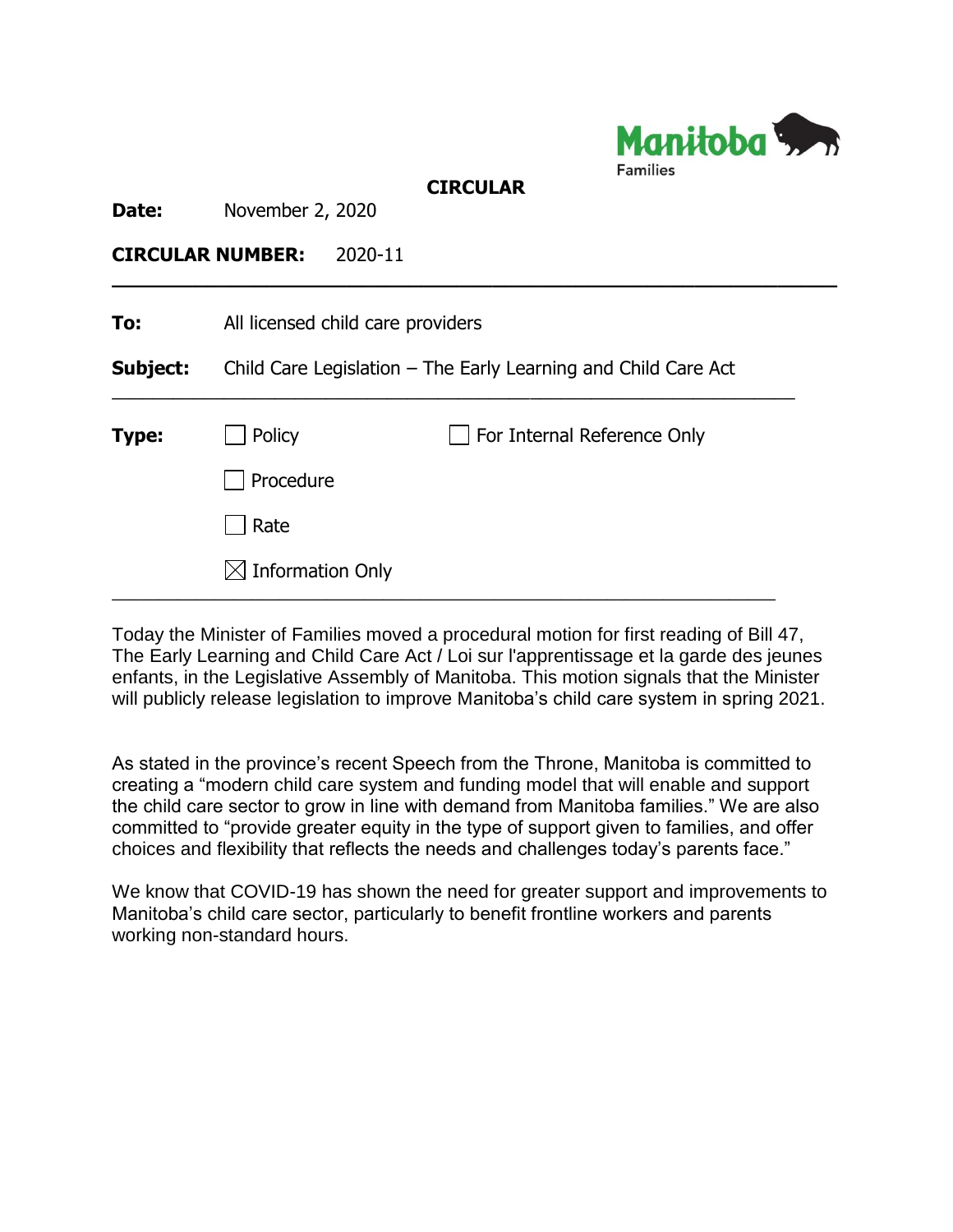Manitoba Families

# CIRCULAR

**Date:** November 2, 2020

**CIRCULAR NUMBER:** 2020-11

---

**To:** All licensed child care providers

**Subject:** Child Care Legislation – The Early Learning and Child Care Act

---

**Type:**

- ☐ Policy
- ☐ Procedure
- ☐ Rate
- ☒ Information Only
- ☐ For Internal Reference Only

---

Today the Minister of Families moved a procedural motion for first reading of Bill 47, The Early Learning and Child Care Act / Loi sur l'apprentissage et la garde des jeunes enfants, in the Legislative Assembly of Manitoba. This motion signals that the Minister will publicly release legislation to improve Manitoba's child care system in spring 2021.

As stated in the province's recent Speech from the Throne, Manitoba is committed to creating a "modern child care system and funding model that will enable and support the child care sector to grow in line with demand from Manitoba families." We are also committed to "provide greater equity in the type of support given to families, and offer choices and flexibility that reflects the needs and challenges today's parents face."

We know that COVID-19 has shown the need for greater support and improvements to Manitoba's child care sector, particularly to benefit frontline workers and parents working non-standard hours.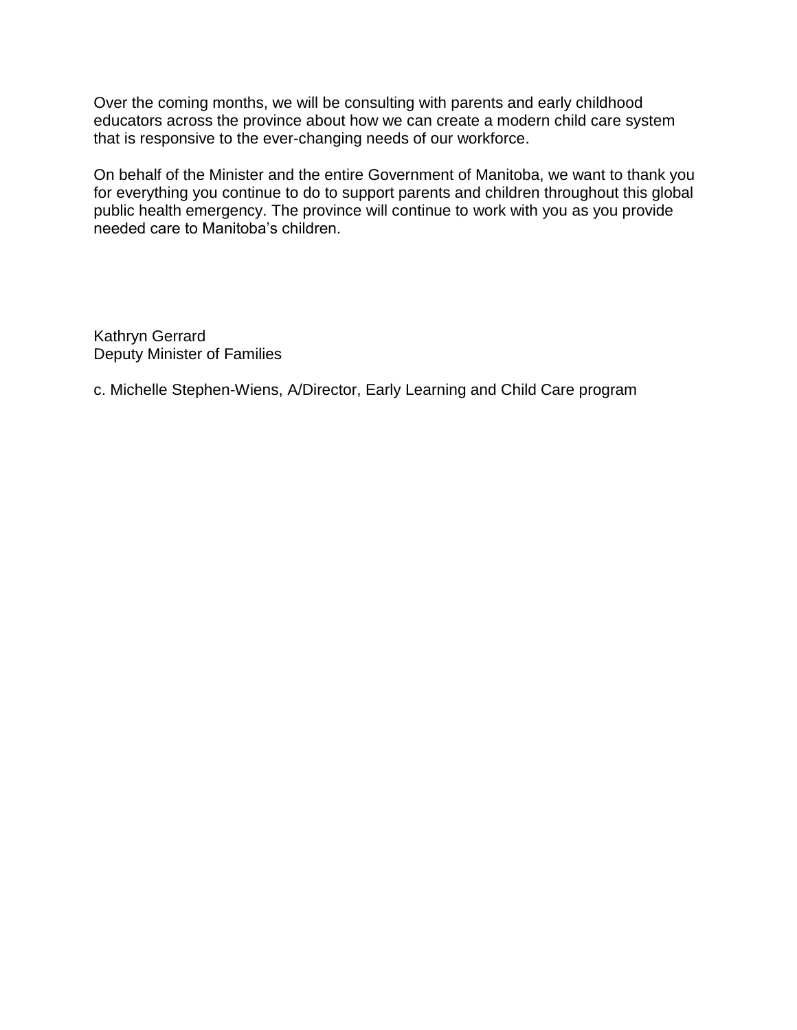Over the coming months, we will be consulting with parents and early childhood educators across the province about how we can create a modern child care system that is responsive to the ever-changing needs of our workforce.

On behalf of the Minister and the entire Government of Manitoba, we want to thank you for everything you continue to do to support parents and children throughout this global public health emergency. The province will continue to work with you as you provide needed care to Manitoba's children.

Kathryn Gerrard
Deputy Minister of Families

c. Michelle Stephen-Wiens, A/Director, Early Learning and Child Care program